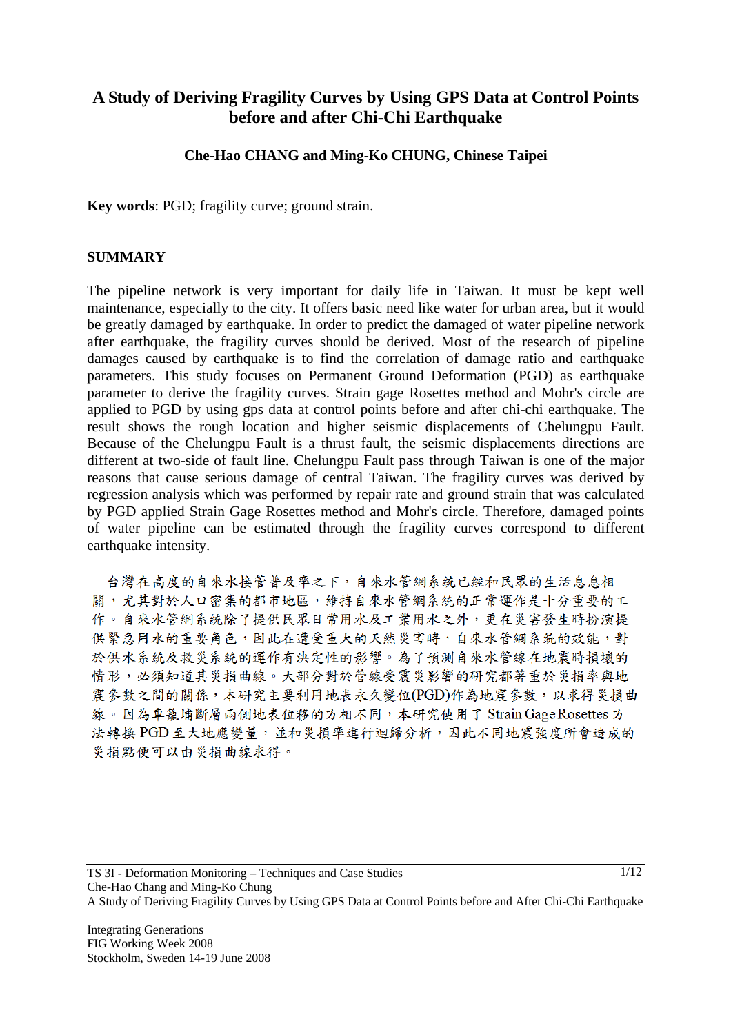# A Study of Deriving Fragility Curves by Using GPS Data at Control Points before and after Chi-Chi Earthquake

**Che-Hao CHANG and Ming-Ko CHUNG, Chinese Taipei**

**Key words**: PGD; fragility curve; ground strain.

## SUMMARY

The pipeline network is very important for daily life in Taiwan. It must be kept well maintenance, especially to the city. It offers basic need like water for urban area, but it would be greatly damaged by earthquake. In order to predict the damaged of water pipeline network after earthquake, the fragility curves should be derived. Most of the research of pipeline damages caused by earthquake is to find the correlation of damage ratio and earthquake parameters. This study focuses on Permanent Ground Deformation (PGD) as earthquake parameter to derive the fragility curves. Strain gage Rosettes method and Mohr's circle are applied to PGD by using gps data at control points before and after chi-chi earthquake. The result shows the rough location and higher seismic displacements of Chelungpu Fault. Because of the Chelungpu Fault is a thrust fault, the seismic displacements directions are different at two-side of fault line. Chelungpu Fault pass through Taiwan is one of the major reasons that cause serious damage of central Taiwan. The fragility curves was derived by regression analysis which was performed by repair rate and ground strain that was calculated by PGD applied Strain Gage Rosettes method and Mohr's circle. Therefore, damaged points of water pipeline can be estimated through the fragility curves correspond to different earthquake intensity.

台灣在高度的自來水接管普及率之下，自來水管網系統已經和民眾的生活息息相關，尤其對於人口密集的都市地區，維持自來水管網系統的正常運作是十分重要的工作。自來水管網系統除了提供民眾日常用水及工業用水之外，更在災害發生時扮演提供緊急用水的重要角色，因此在遭受重大的天然災害時，自來水管網系統的效能，對於供水系統及救災系統的運作有決定性的影響。為了預測自來水管線在地震時損壞的情形，必須知道其災損曲線。大部分對於管線受震災影響的研究都著重於災損率與地震參數之間的關係，本研究主要利用地表永久變位(PGD)作為地震參數，以求得災損曲線。因為車籠埔斷層兩側地表位移的方相不同，本研究使用了 Strain Gage Rosettes 方法轉換 PGD 至大地應變量，並和災損率進行迴歸分析，因此不同地震強度所會造成的災損點便可以由災損曲線求得。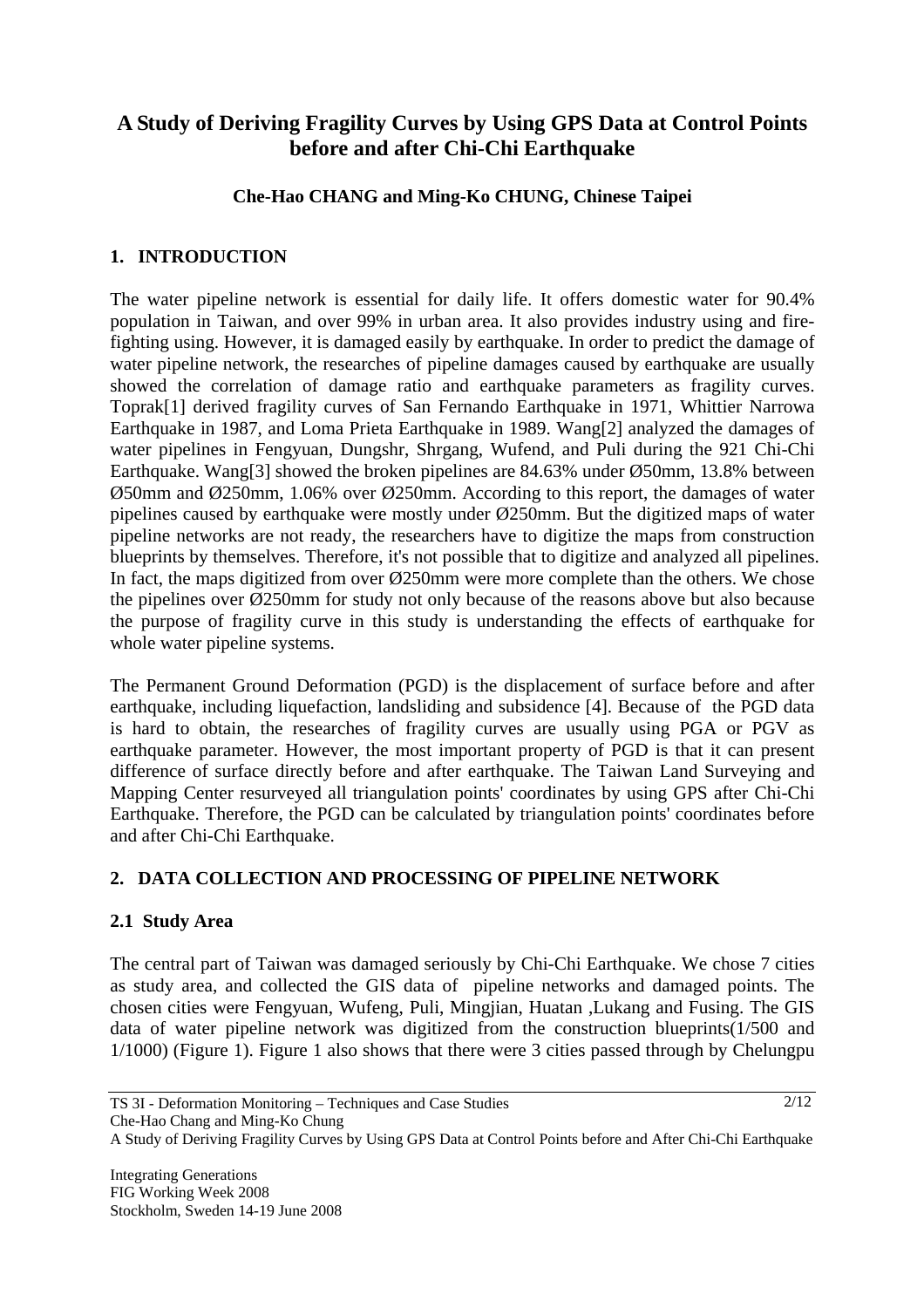# A Study of Deriving Fragility Curves by Using GPS Data at Control Points before and after Chi-Chi Earthquake

**Che-Hao CHANG and Ming-Ko CHUNG, Chinese Taipei**

## 1. INTRODUCTION

The water pipeline network is essential for daily life. It offers domestic water for 90.4% population in Taiwan, and over 99% in urban area. It also provides industry using and fire-fighting using. However, it is damaged easily by earthquake. In order to predict the damage of water pipeline network, the researches of pipeline damages caused by earthquake are usually showed the correlation of damage ratio and earthquake parameters as fragility curves. Toprak[1] derived fragility curves of San Fernando Earthquake in 1971, Whittier Narrowa Earthquake in 1987, and Loma Prieta Earthquake in 1989. Wang[2] analyzed the damages of water pipelines in Fengyuan, Dungshr, Shrgang, Wufend, and Puli during the 921 Chi-Chi Earthquake. Wang[3] showed the broken pipelines are 84.63% under Ø50mm, 13.8% between Ø50mm and Ø250mm, 1.06% over Ø250mm. According to this report, the damages of water pipelines caused by earthquake were mostly under Ø250mm. But the digitized maps of water pipeline networks are not ready, the researchers have to digitize the maps from construction blueprints by themselves. Therefore, it's not possible that to digitize and analyzed all pipelines. In fact, the maps digitized from over Ø250mm were more complete than the others. We chose the pipelines over Ø250mm for study not only because of the reasons above but also because the purpose of fragility curve in this study is understanding the effects of earthquake for whole water pipeline systems.

The Permanent Ground Deformation (PGD) is the displacement of surface before and after earthquake, including liquefaction, landsliding and subsidence [4]. Because of the PGD data is hard to obtain, the researches of fragility curves are usually using PGA or PGV as earthquake parameter. However, the most important property of PGD is that it can present difference of surface directly before and after earthquake. The Taiwan Land Surveying and Mapping Center resurveyed all triangulation points' coordinates by using GPS after Chi-Chi Earthquake. Therefore, the PGD can be calculated by triangulation points' coordinates before and after Chi-Chi Earthquake.

## 2. DATA COLLECTION AND PROCESSING OF PIPELINE NETWORK

### 2.1 Study Area

The central part of Taiwan was damaged seriously by Chi-Chi Earthquake. We chose 7 cities as study area, and collected the GIS data of pipeline networks and damaged points. The chosen cities were Fengyuan, Wufeng, Puli, Mingjian, Huatan ,Lukang and Fusing. The GIS data of water pipeline network was digitized from the construction blueprints(1/500 and 1/1000) (Figure 1). Figure 1 also shows that there were 3 cities passed through by Chelungpu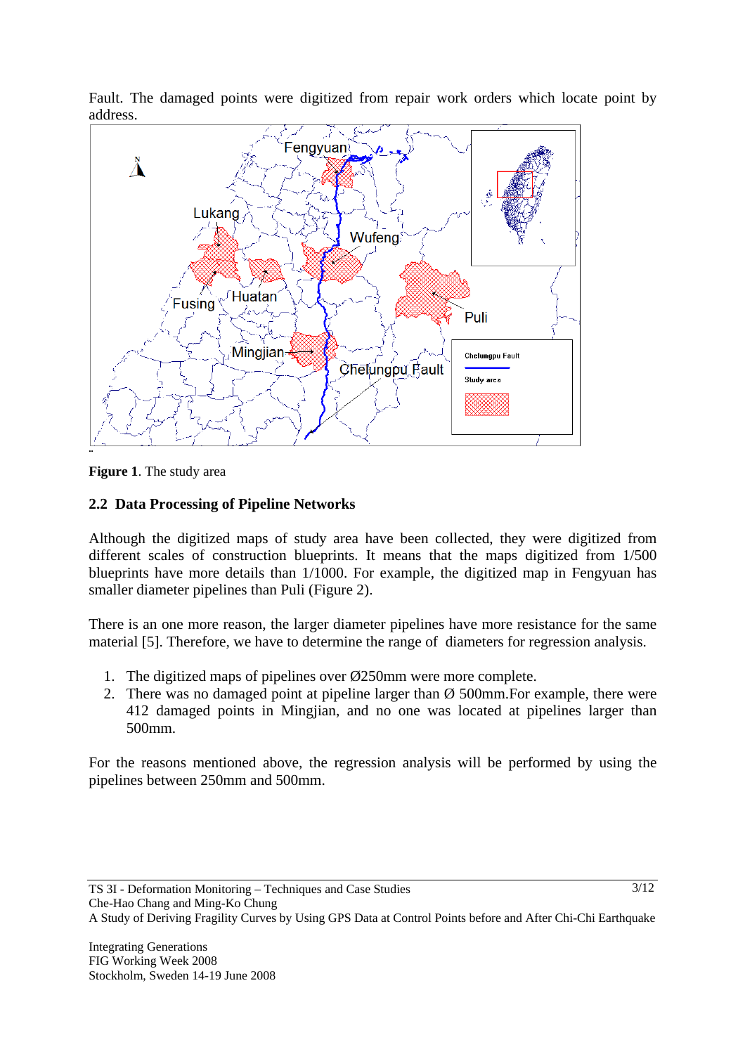Fault. The damaged points were digitized from repair work orders which locate point by address.

**Figure 1**. The study area

## 2.2 Data Processing of Pipeline Networks

Although the digitized maps of study area have been collected, they were digitized from different scales of construction blueprints. It means that the maps digitized from 1/500 blueprints have more details than 1/1000. For example, the digitized map in Fengyuan has smaller diameter pipelines than Puli (Figure 2).

There is an one more reason, the larger diameter pipelines have more resistance for the same material [5]. Therefore, we have to determine the range of diameters for regression analysis.

1. The digitized maps of pipelines over Ø250mm were more complete.
2. There was no damaged point at pipeline larger than Ø 500mm.For example, there were 412 damaged points in Mingjian, and no one was located at pipelines larger than 500mm.

For the reasons mentioned above, the regression analysis will be performed by using the pipelines between 250mm and 500mm.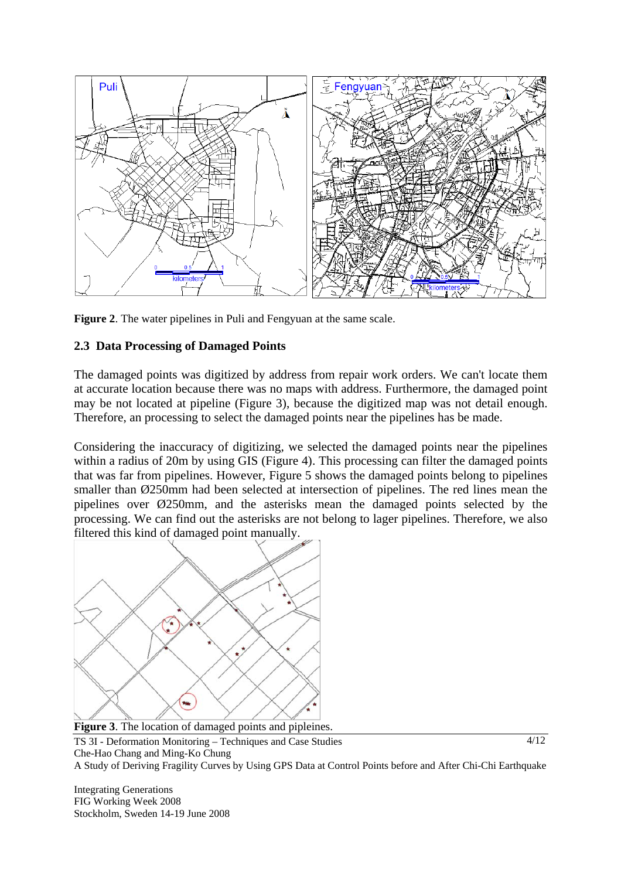**Figure 2**. The water pipelines in Puli and Fengyuan at the same scale.

### 2.3 Data Processing of Damaged Points

The damaged points was digitized by address from repair work orders. We can't locate them at accurate location because there was no maps with address. Furthermore, the damaged point may be not located at pipeline (Figure 3), because the digitized map was not detail enough. Therefore, an processing to select the damaged points near the pipelines has be made.

Considering the inaccuracy of digitizing, we selected the damaged points near the pipelines within a radius of 20m by using GIS (Figure 4). This processing can filter the damaged points that was far from pipelines. However, Figure 5 shows the damaged points belong to pipelines smaller than Ø250mm had been selected at intersection of pipelines. The red lines mean the pipelines over Ø250mm, and the asterisks mean the damaged points selected by the processing. We can find out the asterisks are not belong to lager pipelines. Therefore, we also filtered this kind of damaged point manually.

**Figure 3**. The location of damaged points and pipleines.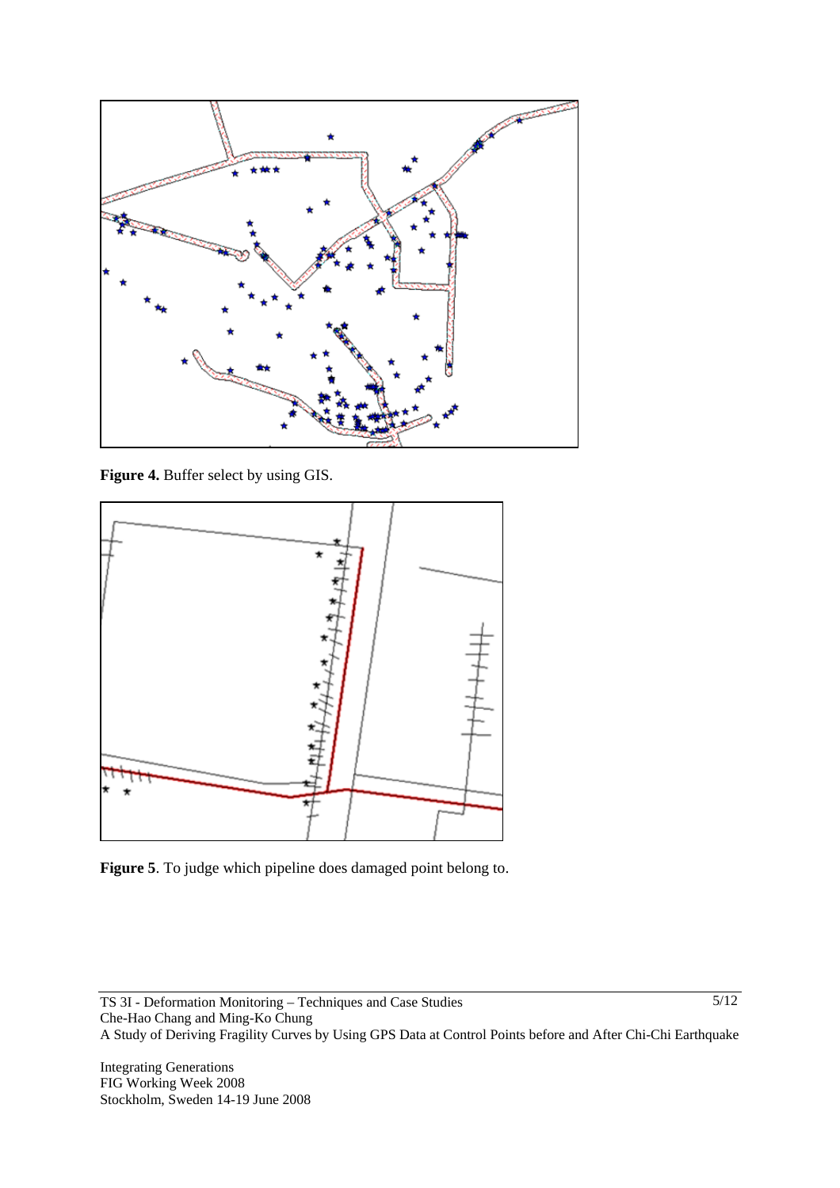**Figure 4.** Buffer select by using GIS.

**Figure 5**. To judge which pipeline does damaged point belong to.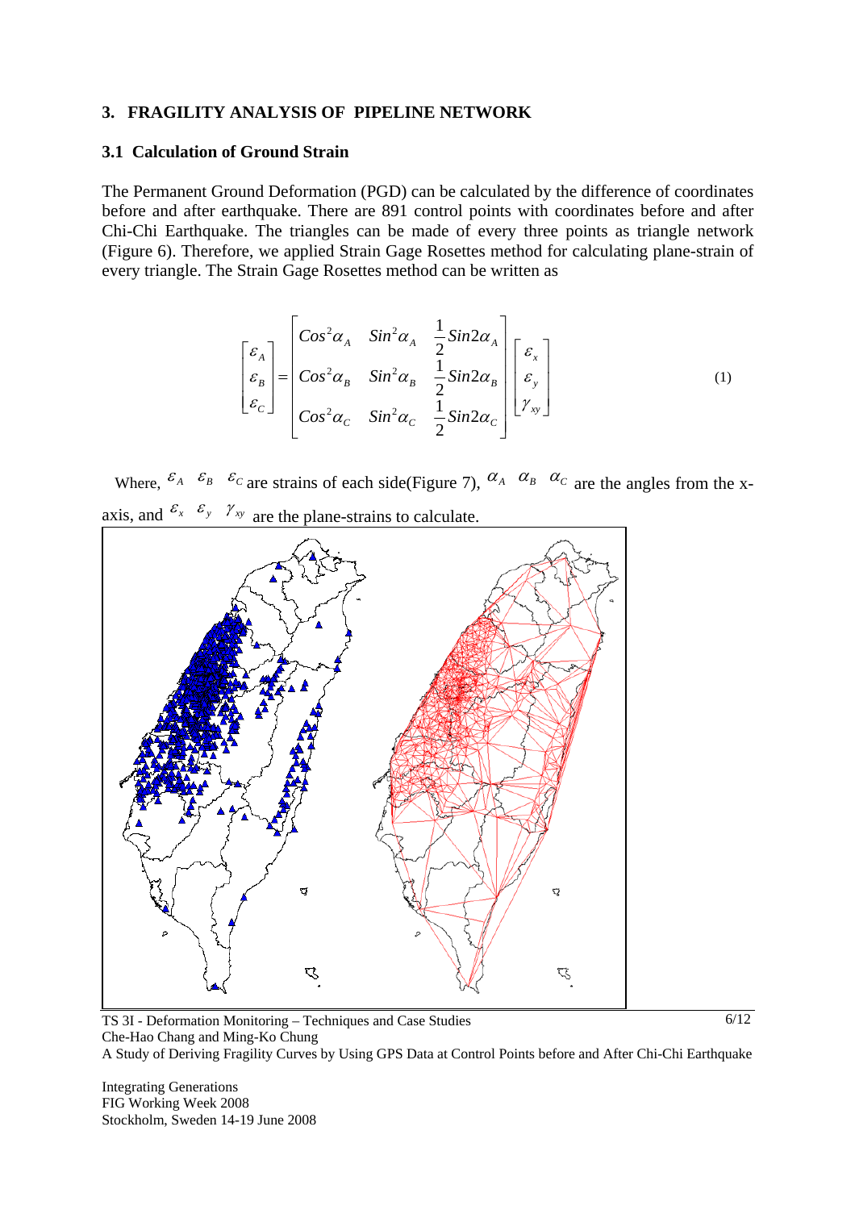## 3. FRAGILITY ANALYSIS OF PIPELINE NETWORK

### 3.1 Calculation of Ground Strain

The Permanent Ground Deformation (PGD) can be calculated by the difference of coordinates before and after earthquake. There are 891 control points with coordinates before and after Chi-Chi Earthquake. The triangles can be made of every three points as triangle network (Figure 6). Therefore, we applied Strain Gage Rosettes method for calculating plane-strain of every triangle. The Strain Gage Rosettes method can be written as

$$\begin{bmatrix} \varepsilon_A \\ \varepsilon_B \\ \varepsilon_C \end{bmatrix} = \begin{bmatrix} Cos^2\alpha_A & Sin^2\alpha_A & \frac{1}{2}Sin2\alpha_A \\ Cos^2\alpha_B & Sin^2\alpha_B & \frac{1}{2}Sin2\alpha_B \\ Cos^2\alpha_C & Sin^2\alpha_C & \frac{1}{2}Sin2\alpha_C \end{bmatrix} \begin{bmatrix} \varepsilon_x \\ \varepsilon_y \\ \gamma_{xy} \end{bmatrix} \tag{1}$$

Where, $\varepsilon_A$ $\varepsilon_B$ $\varepsilon_C$ are strains of each side(Figure 7), $\alpha_A$ $\alpha_B$ $\alpha_C$ are the angles from the x-axis, and $\varepsilon_x$ $\varepsilon_y$ $\gamma_{xy}$ are the plane-strains to calculate.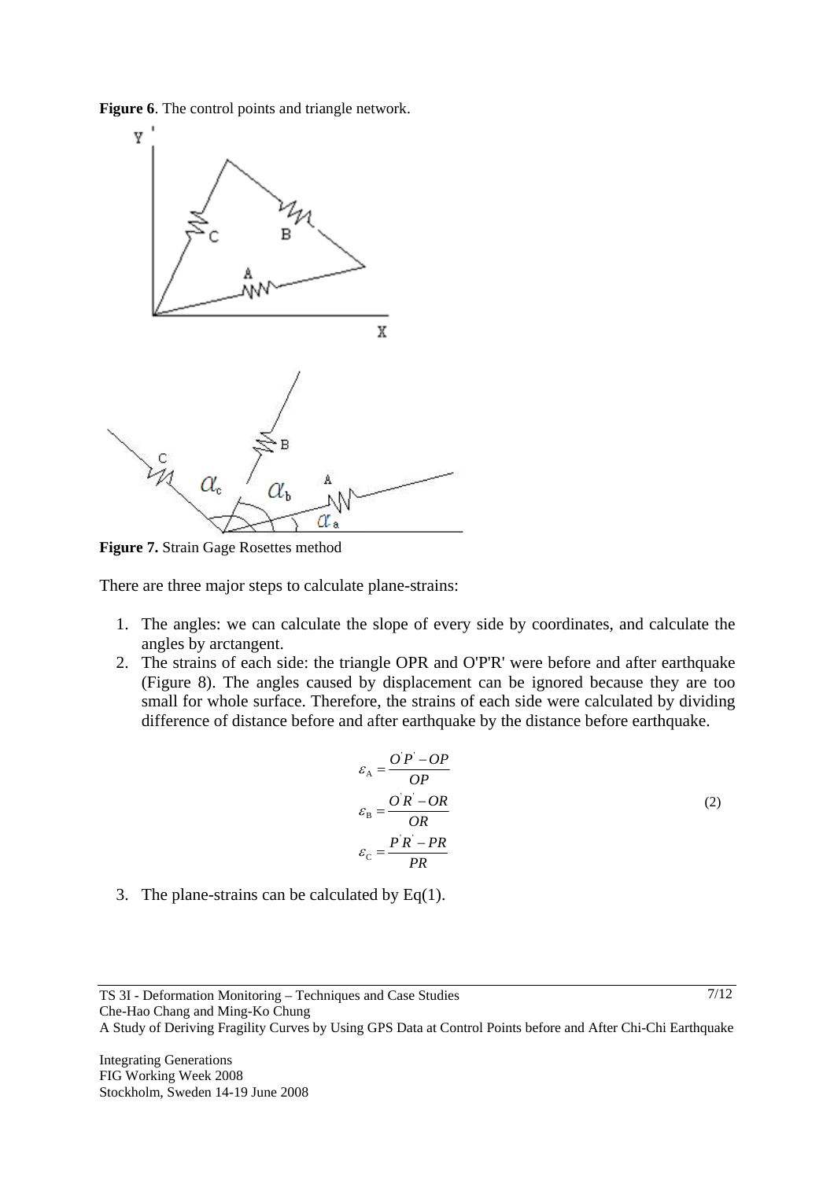**Figure 6**. The control points and triangle network.

**Figure 7.** Strain Gage Rosettes method

There are three major steps to calculate plane-strains:

1. The angles: we can calculate the slope of every side by coordinates, and calculate the angles by arctangent.
2. The strains of each side: the triangle OPR and O'P'R' were before and after earthquake (Figure 8). The angles caused by displacement can be ignored because they are too small for whole surface. Therefore, the strains of each side were calculated by dividing difference of distance before and after earthquake by the distance before earthquake.

$$
\begin{aligned}
\varepsilon_{A} &= \frac{O'P' - OP}{OP} \\
\varepsilon_{B} &= \frac{O'R' - OR}{OR} \\
\varepsilon_{C} &= \frac{P'R' - PR}{PR}
\end{aligned}
\tag{2}
$$

3. The plane-strains can be calculated by Eq(1).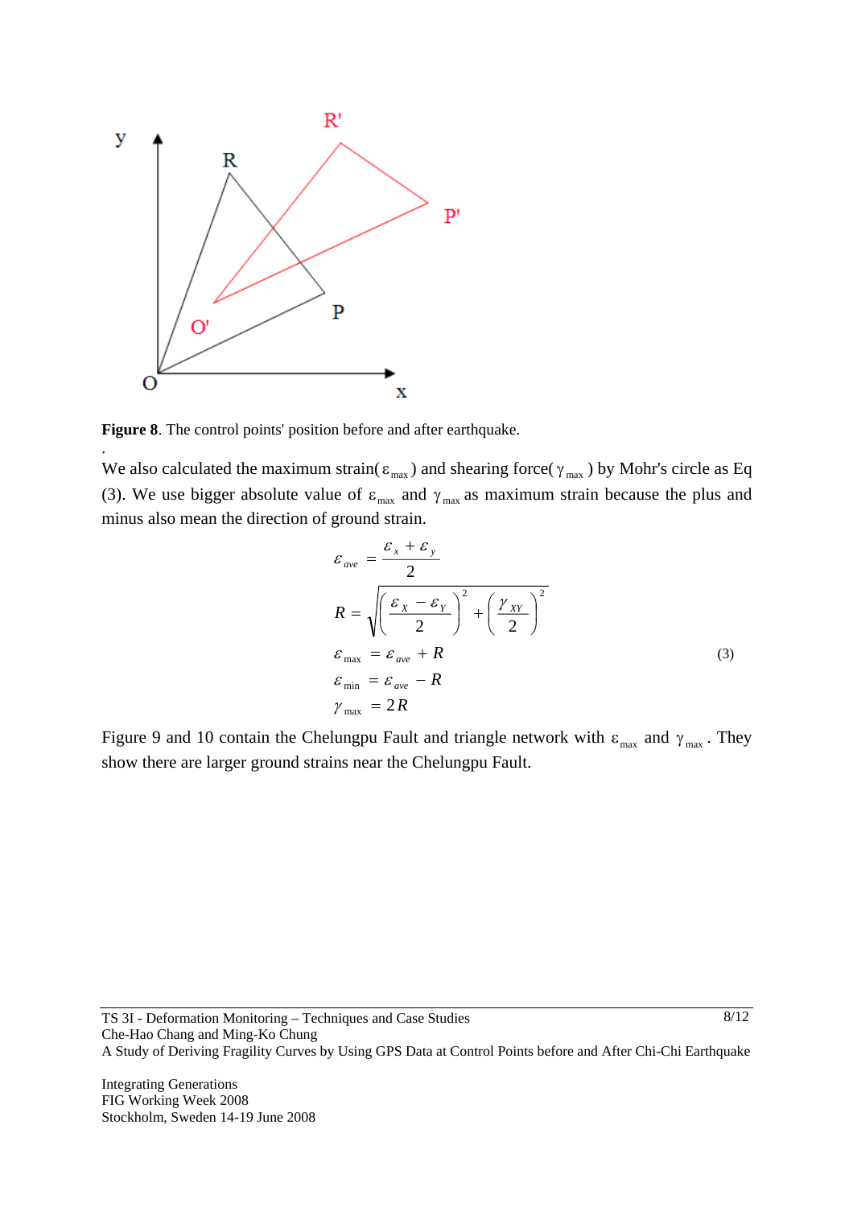**Figure 8**. The control points' position before and after earthquake.

We also calculated the maximum strain($\varepsilon_{max}$) and shearing force($\gamma_{max}$) by Mohr's circle as Eq (3). We use bigger absolute value of $\varepsilon_{max}$ and $\gamma_{max}$ as maximum strain because the plus and minus also mean the direction of ground strain.

$$
\begin{aligned}
\varepsilon_{ave} &= \frac{\varepsilon_x + \varepsilon_y}{2} \\
R &= \sqrt{\left(\frac{\varepsilon_X - \varepsilon_Y}{2}\right)^2 + \left(\frac{\gamma_{XY}}{2}\right)^2} \\
\varepsilon_{max} &= \varepsilon_{ave} + R \\
\varepsilon_{min} &= \varepsilon_{ave} - R \\
\gamma_{max} &= 2R
\end{aligned}
\tag{3}
$$

Figure 9 and 10 contain the Chelungpu Fault and triangle network with $\varepsilon_{max}$ and $\gamma_{max}$. They show there are larger ground strains near the Chelungpu Fault.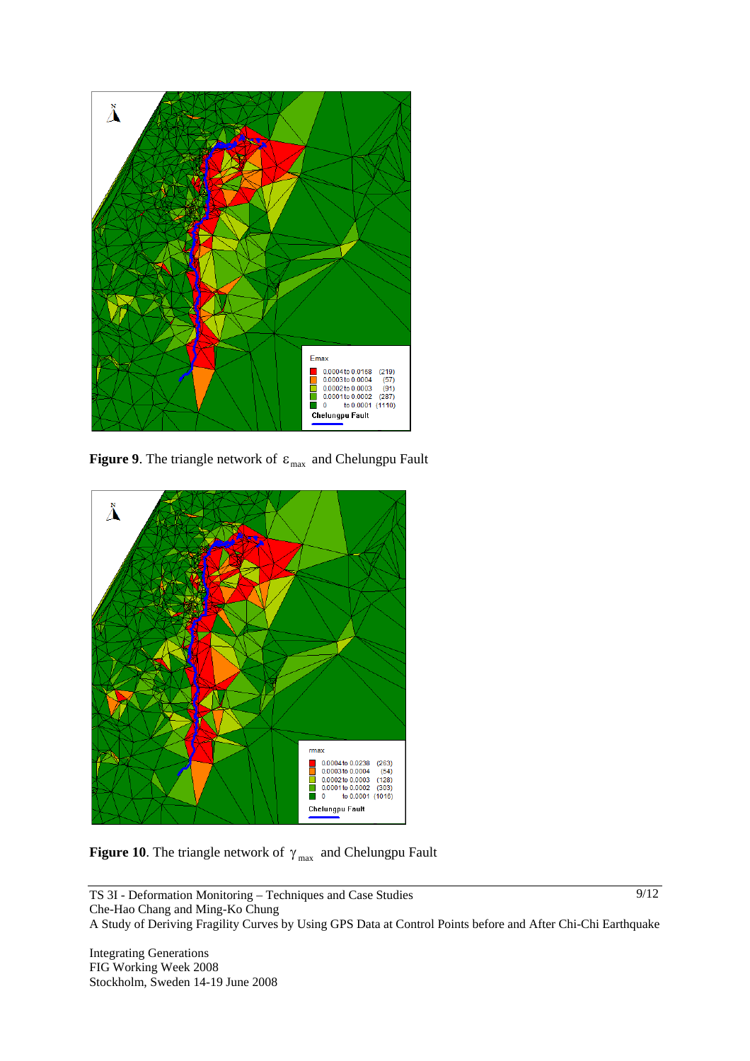**Figure 9**. The triangle network of $\varepsilon_{max}$ and Chelungpu Fault

**Figure 10**. The triangle network of $\gamma_{max}$ and Chelungpu Fault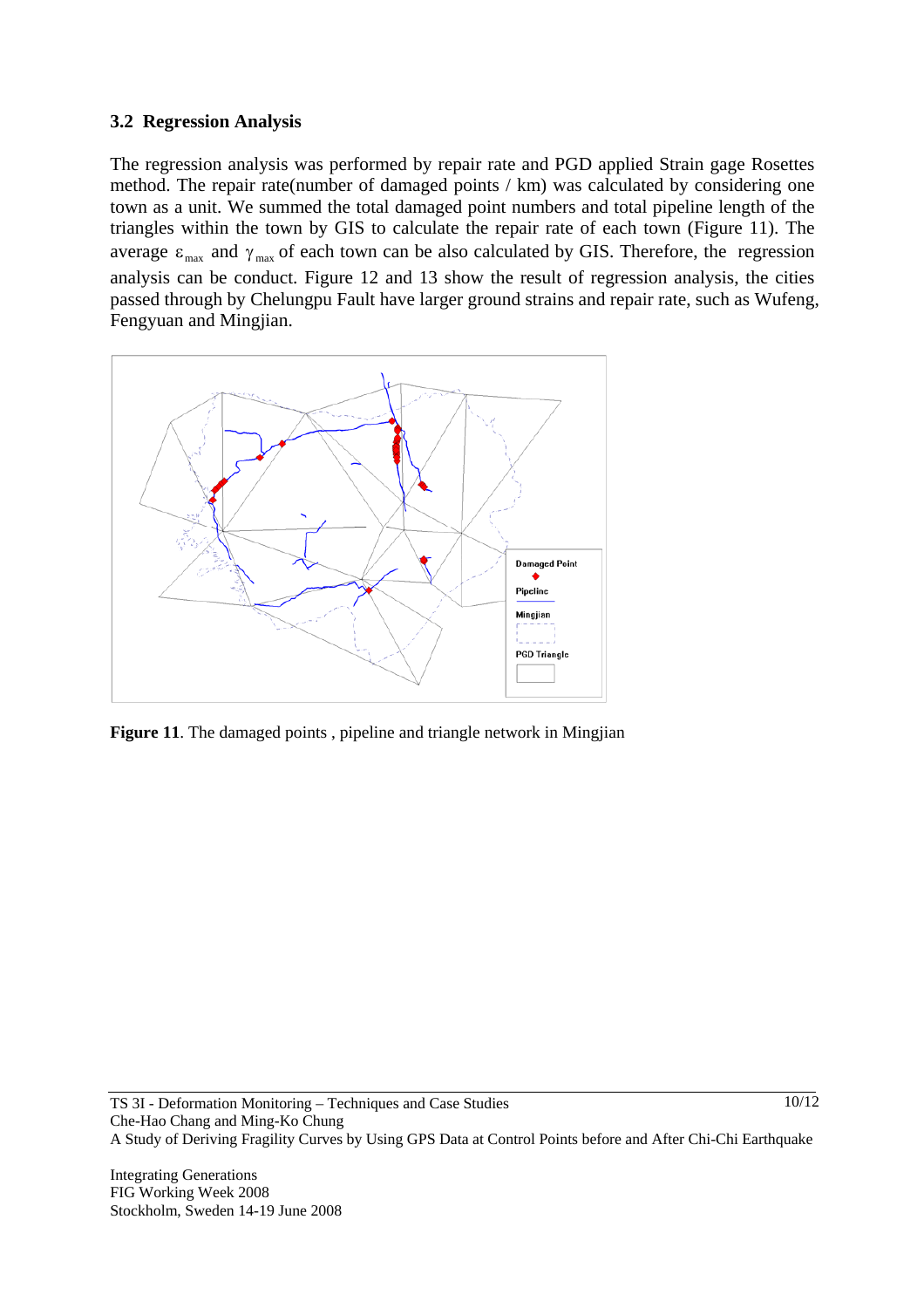### 3.2 Regression Analysis

The regression analysis was performed by repair rate and PGD applied Strain gage Rosettes method. The repair rate(number of damaged points / km) was calculated by considering one town as a unit. We summed the total damaged point numbers and total pipeline length of the triangles within the town by GIS to calculate the repair rate of each town (Figure 11). The average $\varepsilon_{max}$ and $\gamma_{max}$ of each town can be also calculated by GIS. Therefore, the regression analysis can be conduct. Figure 12 and 13 show the result of regression analysis, the cities passed through by Chelungpu Fault have larger ground strains and repair rate, such as Wufeng, Fengyuan and Mingjian.

**Figure 11**. The damaged points , pipeline and triangle network in Mingjian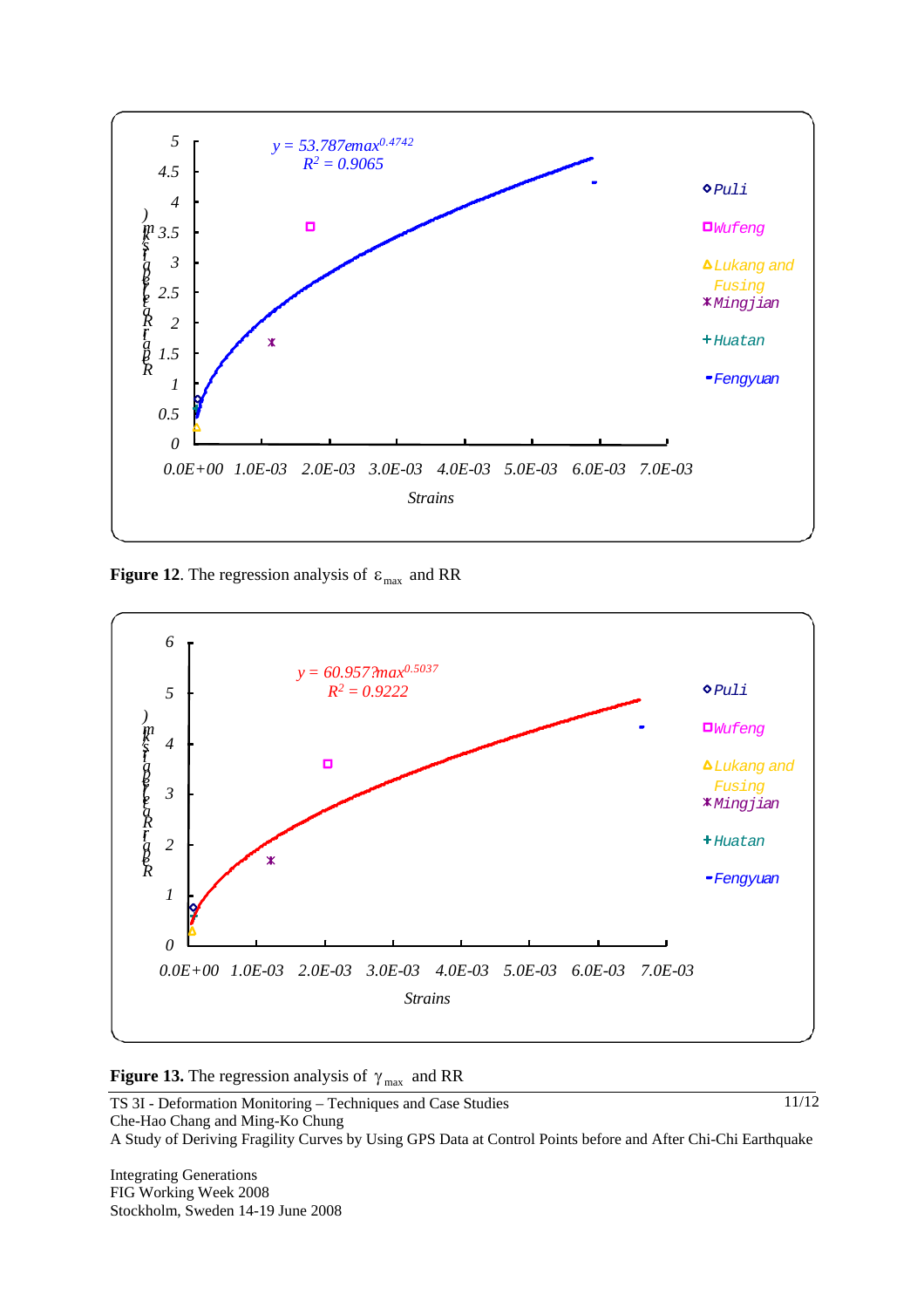**Figure 12**. The regression analysis of $\varepsilon_{max}$ and RR

**Figure 13.** The regression analysis of $\gamma_{max}$ and RR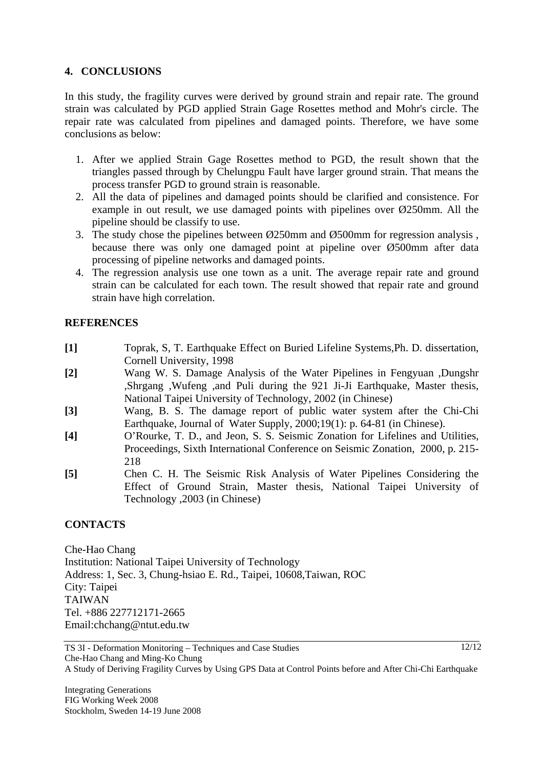## 4. CONCLUSIONS

In this study, the fragility curves were derived by ground strain and repair rate. The ground strain was calculated by PGD applied Strain Gage Rosettes method and Mohr's circle. The repair rate was calculated from pipelines and damaged points. Therefore, we have some conclusions as below:

1. After we applied Strain Gage Rosettes method to PGD, the result shown that the triangles passed through by Chelungpu Fault have larger ground strain. That means the process transfer PGD to ground strain is reasonable.
2. All the data of pipelines and damaged points should be clarified and consistence. For example in out result, we use damaged points with pipelines over Ø250mm. All the pipeline should be classify to use.
3. The study chose the pipelines between Ø250mm and Ø500mm for regression analysis , because there was only one damaged point at pipeline over Ø500mm after data processing of pipeline networks and damaged points.
4. The regression analysis use one town as a unit. The average repair rate and ground strain can be calculated for each town. The result showed that repair rate and ground strain have high correlation.

## REFERENCES

**[1]** Toprak, S, T. Earthquake Effect on Buried Lifeline Systems,Ph. D. dissertation, Cornell University, 1998

**[2]** Wang W. S. Damage Analysis of the Water Pipelines in Fengyuan ,Dungshr ,Shrgang ,Wufeng ,and Puli during the 921 Ji-Ji Earthquake, Master thesis, National Taipei University of Technology, 2002 (in Chinese)

**[3]** Wang, B. S. The damage report of public water system after the Chi-Chi Earthquake, Journal of Water Supply, 2000;19(1): p. 64-81 (in Chinese).

**[4]** O'Rourke, T. D., and Jeon, S. S. Seismic Zonation for Lifelines and Utilities, Proceedings, Sixth International Conference on Seismic Zonation, 2000, p. 215-218

**[5]** Chen C. H. The Seismic Risk Analysis of Water Pipelines Considering the Effect of Ground Strain, Master thesis, National Taipei University of Technology ,2003 (in Chinese)

## CONTACTS

Che-Hao Chang
Institution: National Taipei University of Technology
Address: 1, Sec. 3, Chung-hsiao E. Rd., Taipei, 10608,Taiwan, ROC
City: Taipei
TAIWAN
Tel. +886 227712171-2665
Email:chchang@ntut.edu.tw